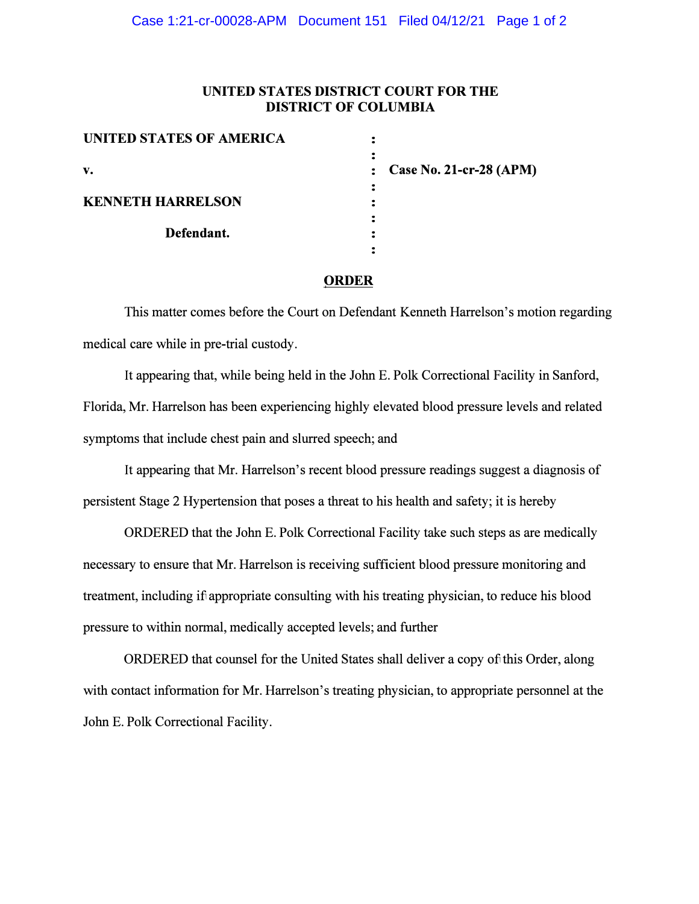**UNITED STATES DISTRICT COURT FOR THE**
**DISTRICT OF COLUMBIA**

| | | |
|---|---|---|
| **UNITED STATES OF AMERICA** | : | |
| | : | |
| **v.** | : | **Case No. 21-cr-28 (APM)** |
| | : | |
| **KENNETH HARRELSON** | : | |
| | : | |
| **Defendant.** | : | |
| | : | |

## ORDER

This matter comes before the Court on Defendant Kenneth Harrelson's motion regarding medical care while in pre-trial custody.

It appearing that, while being held in the John E. Polk Correctional Facility in Sanford, Florida, Mr. Harrelson has been experiencing highly elevated blood pressure levels and related symptoms that include chest pain and slurred speech; and

It appearing that Mr. Harrelson's recent blood pressure readings suggest a diagnosis of persistent Stage 2 Hypertension that poses a threat to his health and safety; it is hereby

ORDERED that the John E. Polk Correctional Facility take such steps as are medically necessary to ensure that Mr. Harrelson is receiving sufficient blood pressure monitoring and treatment, including if appropriate consulting with his treating physician, to reduce his blood pressure to within normal, medically accepted levels; and further

ORDERED that counsel for the United States shall deliver a copy of this Order, along with contact information for Mr. Harrelson's treating physician, to appropriate personnel at the John E. Polk Correctional Facility.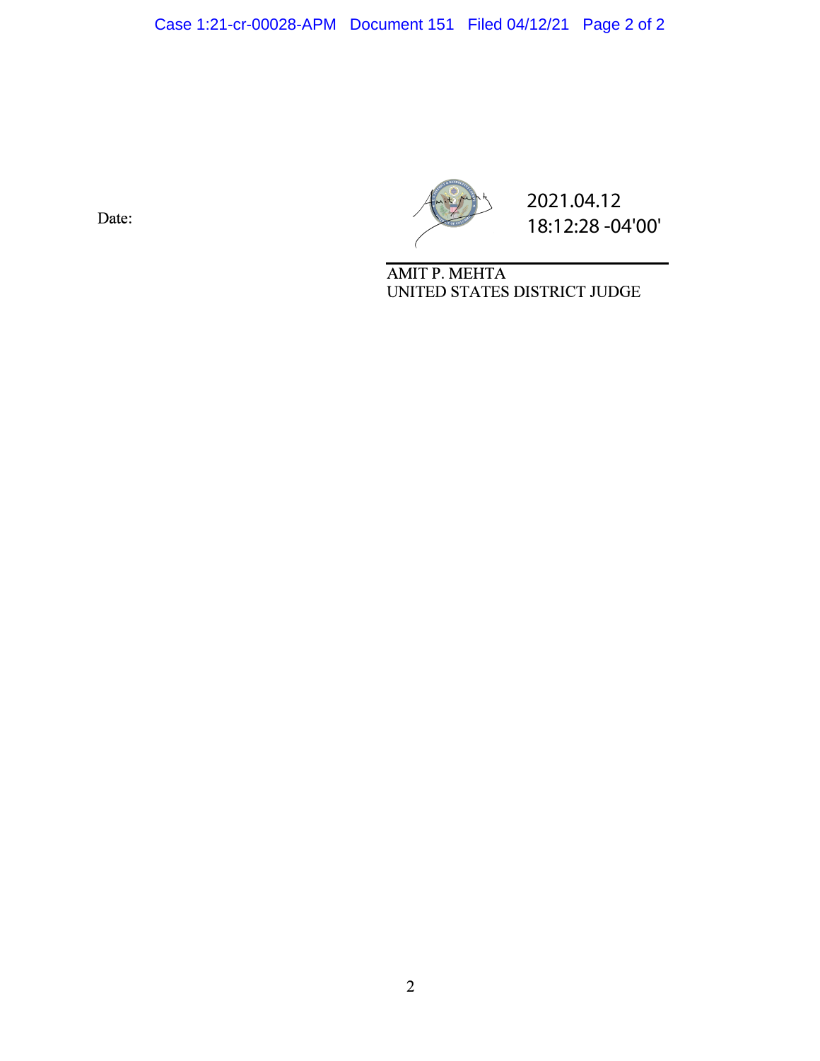Date:

2021.04.12
18:12:28 -04'00'

AMIT P. MEHTA
UNITED STATES DISTRICT JUDGE